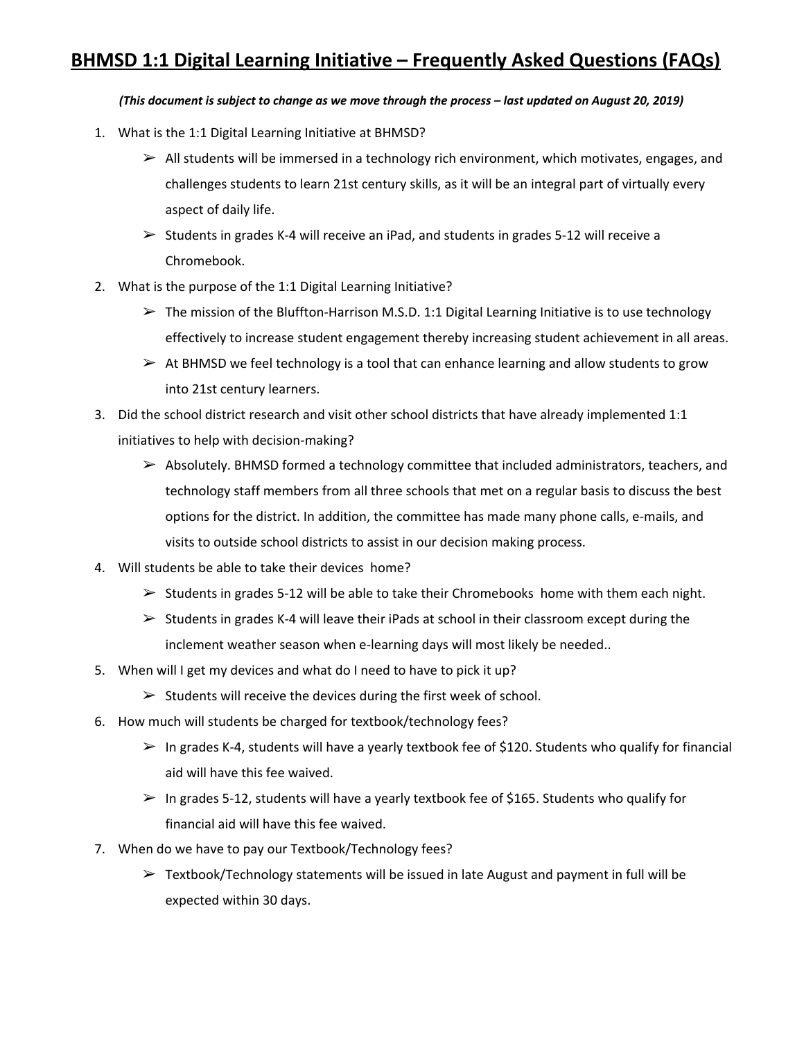# BHMSD 1:1 Digital Learning Initiative – Frequently Asked Questions (FAQs)

***(This document is subject to change as we move through the process – last updated on August 20, 2019)***

1. What is the 1:1 Digital Learning Initiative at BHMSD?
   - ➢ All students will be immersed in a technology rich environment, which motivates, engages, and challenges students to learn 21st century skills, as it will be an integral part of virtually every aspect of daily life.
   - ➢ Students in grades K-4 will receive an iPad, and students in grades 5-12 will receive a Chromebook.
2. What is the purpose of the 1:1 Digital Learning Initiative?
   - ➢ The mission of the Bluffton-Harrison M.S.D. 1:1 Digital Learning Initiative is to use technology effectively to increase student engagement thereby increasing student achievement in all areas.
   - ➢ At BHMSD we feel technology is a tool that can enhance learning and allow students to grow into 21st century learners.
3. Did the school district research and visit other school districts that have already implemented 1:1 initiatives to help with decision-making?
   - ➢ Absolutely. BHMSD formed a technology committee that included administrators, teachers, and technology staff members from all three schools that met on a regular basis to discuss the best options for the district. In addition, the committee has made many phone calls, e-mails, and visits to outside school districts to assist in our decision making process.
4. Will students be able to take their devices home?
   - ➢ Students in grades 5-12 will be able to take their Chromebooks home with them each night.
   - ➢ Students in grades K-4 will leave their iPads at school in their classroom except during the inclement weather season when e-learning days will most likely be needed..
5. When will I get my devices and what do I need to have to pick it up?
   - ➢ Students will receive the devices during the first week of school.
6. How much will students be charged for textbook/technology fees?
   - ➢ In grades K-4, students will have a yearly textbook fee of $120. Students who qualify for financial aid will have this fee waived.
   - ➢ In grades 5-12, students will have a yearly textbook fee of $165. Students who qualify for financial aid will have this fee waived.
7. When do we have to pay our Textbook/Technology fees?
   - ➢ Textbook/Technology statements will be issued in late August and payment in full will be expected within 30 days.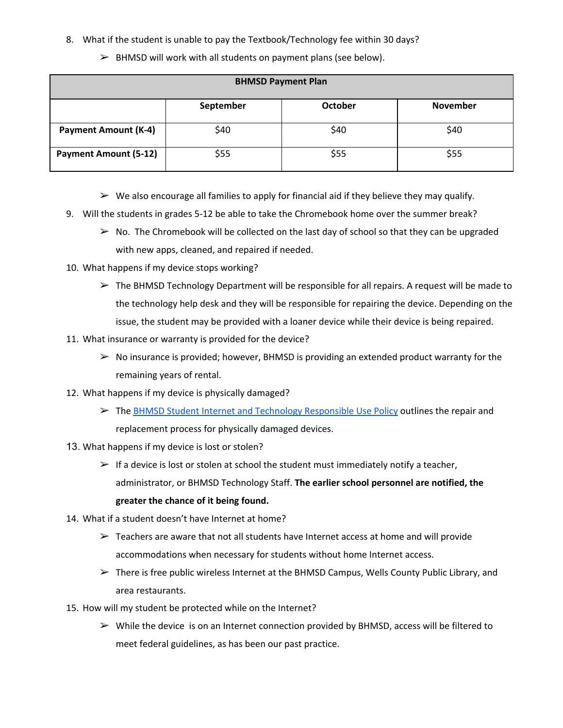8. What if the student is unable to pay the Textbook/Technology fee within 30 days?
   - BHMSD will work with all students on payment plans (see below).

| BHMSD Payment Plan | | | |
|---|---|---|---|
| | **September** | **October** | **November** |
| **Payment Amount (K-4)** | $40 | $40 | $40 |
| **Payment Amount (5-12)** | $55 | $55 | $55 |

   - We also encourage all families to apply for financial aid if they believe they may qualify.

9. Will the students in grades 5-12 be able to take the Chromebook home over the summer break?
   - No. The Chromebook will be collected on the last day of school so that they can be upgraded with new apps, cleaned, and repaired if needed.

10. What happens if my device stops working?
    - The BHMSD Technology Department will be responsible for all repairs. A request will be made to the technology help desk and they will be responsible for repairing the device. Depending on the issue, the student may be provided with a loaner device while their device is being repaired.

11. What insurance or warranty is provided for the device?
    - No insurance is provided; however, BHMSD is providing an extended product warranty for the remaining years of rental.

12. What happens if my device is physically damaged?
    - The BHMSD Student Internet and Technology Responsible Use Policy outlines the repair and replacement process for physically damaged devices.

13. What happens if my device is lost or stolen?
    - If a device is lost or stolen at school the student must immediately notify a teacher, administrator, or BHMSD Technology Staff. **The earlier school personnel are notified, the greater the chance of it being found.**

14. What if a student doesn't have Internet at home?
    - Teachers are aware that not all students have Internet access at home and will provide accommodations when necessary for students without home Internet access.
    - There is free public wireless Internet at the BHMSD Campus, Wells County Public Library, and area restaurants.

15. How will my student be protected while on the Internet?
    - While the device is on an Internet connection provided by BHMSD, access will be filtered to meet federal guidelines, as has been our past practice.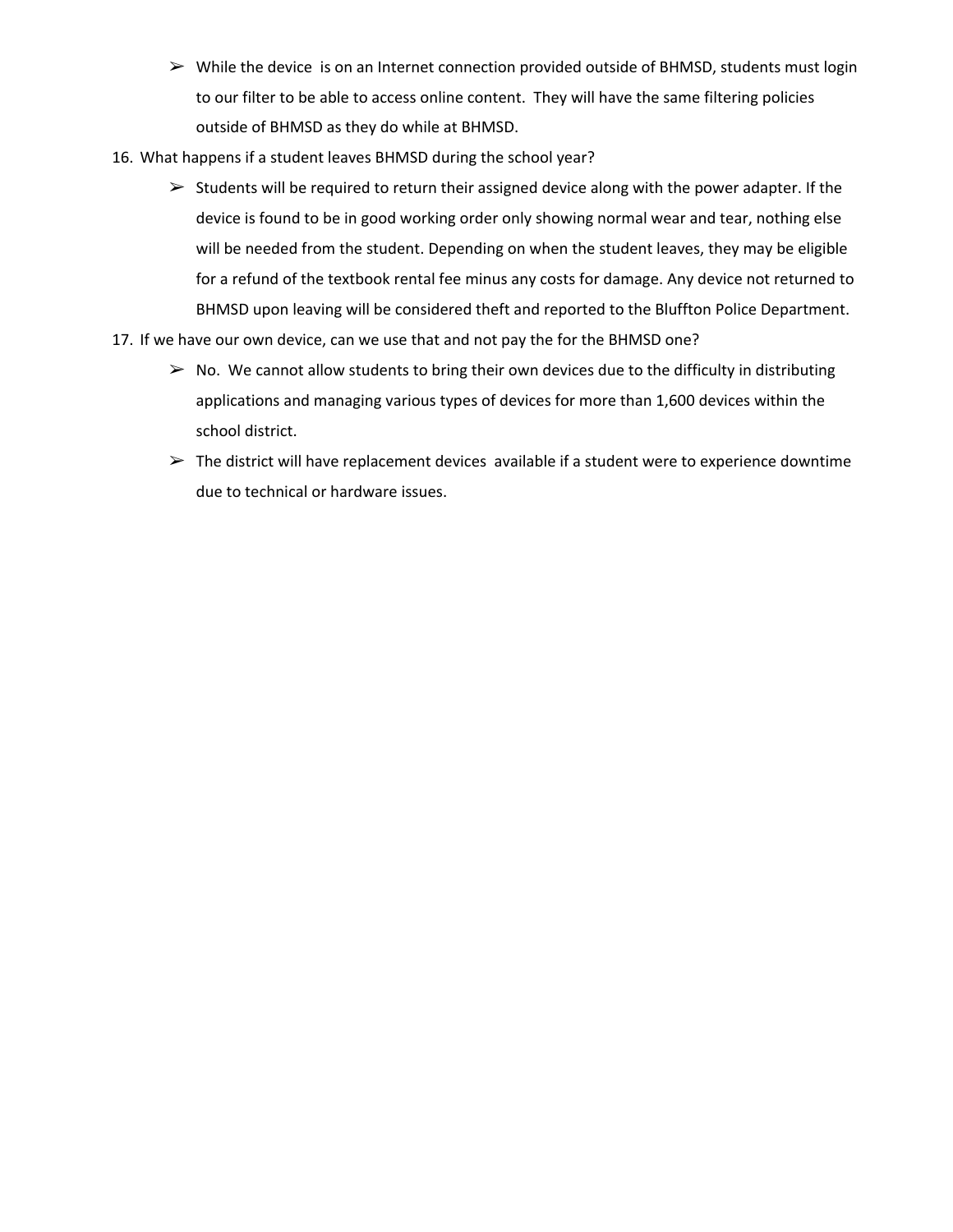- While the device is on an Internet connection provided outside of BHMSD, students must login to our filter to be able to access online content. They will have the same filtering policies outside of BHMSD as they do while at BHMSD.

16. What happens if a student leaves BHMSD during the school year?
    - Students will be required to return their assigned device along with the power adapter. If the device is found to be in good working order only showing normal wear and tear, nothing else will be needed from the student. Depending on when the student leaves, they may be eligible for a refund of the textbook rental fee minus any costs for damage. Any device not returned to BHMSD upon leaving will be considered theft and reported to the Bluffton Police Department.
17. If we have our own device, can we use that and not pay the for the BHMSD one?
    - No. We cannot allow students to bring their own devices due to the difficulty in distributing applications and managing various types of devices for more than 1,600 devices within the school district.
    - The district will have replacement devices available if a student were to experience downtime due to technical or hardware issues.